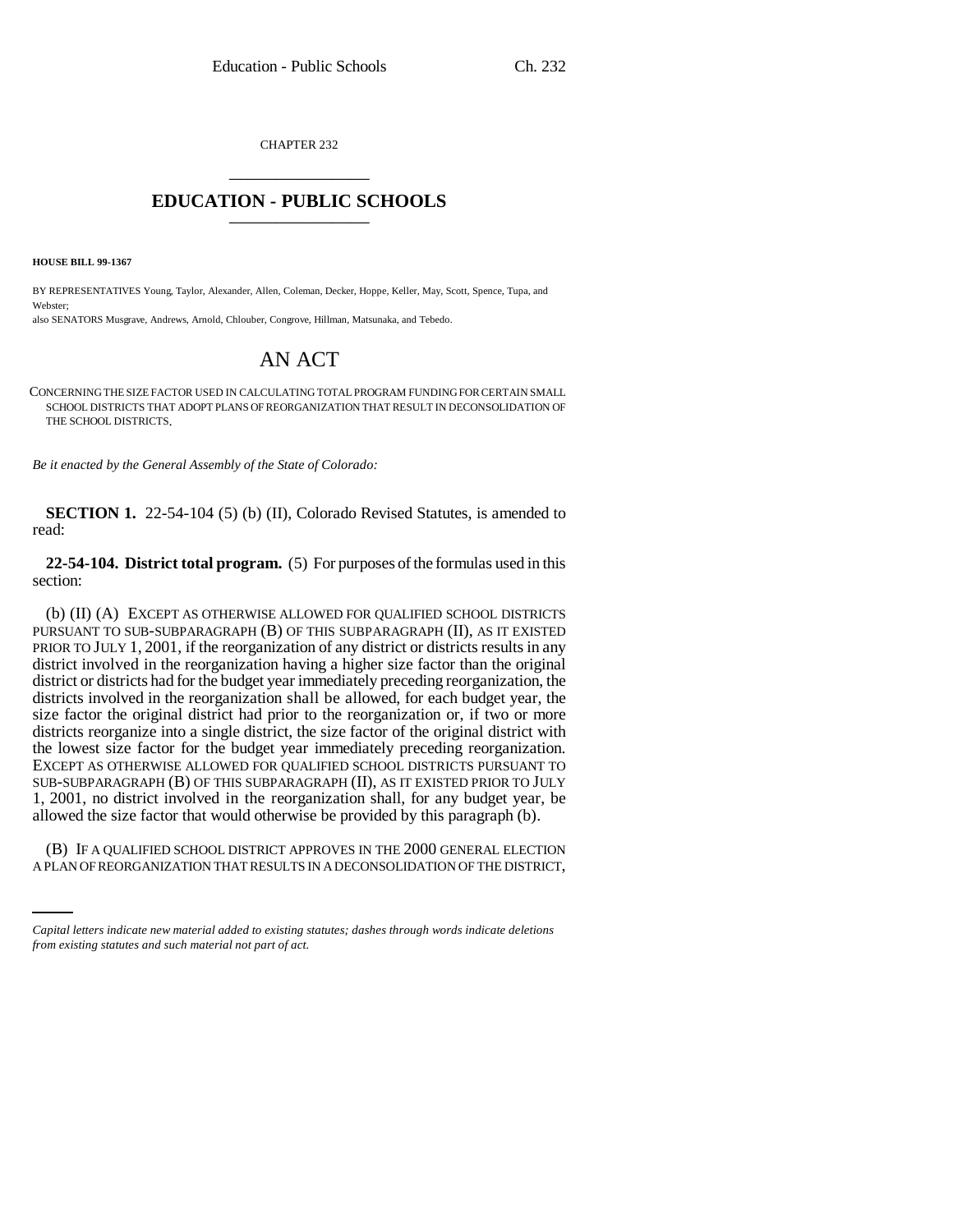CHAPTER 232

# EDUCATION - PUBLIC SCHOOLS

**HOUSE BILL 99-1367**

BY REPRESENTATIVES Young, Taylor, Alexander, Allen, Coleman, Decker, Hoppe, Keller, May, Scott, Spence, Tupa, and Webster;

also SENATORS Musgrave, Andrews, Arnold, Chlouber, Congrove, Hillman, Matsunaka, and Tebedo.

# AN ACT

CONCERNING THE SIZE FACTOR USED IN CALCULATING TOTAL PROGRAM FUNDING FOR CERTAIN SMALL SCHOOL DISTRICTS THAT ADOPT PLANS OF REORGANIZATION THAT RESULT IN DECONSOLIDATION OF THE SCHOOL DISTRICTS.

*Be it enacted by the General Assembly of the State of Colorado:*

**SECTION 1.** 22-54-104 (5) (b) (II), Colorado Revised Statutes, is amended to read:

**22-54-104. District total program.** (5) For purposes of the formulas used in this section:

(b) (II) (A) EXCEPT AS OTHERWISE ALLOWED FOR QUALIFIED SCHOOL DISTRICTS PURSUANT TO SUB-SUBPARAGRAPH (B) OF THIS SUBPARAGRAPH (II), AS IT EXISTED PRIOR TO JULY 1, 2001, if the reorganization of any district or districts results in any district involved in the reorganization having a higher size factor than the original district or districts had for the budget year immediately preceding reorganization, the districts involved in the reorganization shall be allowed, for each budget year, the size factor the original district had prior to the reorganization or, if two or more districts reorganize into a single district, the size factor of the original district with the lowest size factor for the budget year immediately preceding reorganization. EXCEPT AS OTHERWISE ALLOWED FOR QUALIFIED SCHOOL DISTRICTS PURSUANT TO SUB-SUBPARAGRAPH (B) OF THIS SUBPARAGRAPH (II), AS IT EXISTED PRIOR TO JULY 1, 2001, no district involved in the reorganization shall, for any budget year, be allowed the size factor that would otherwise be provided by this paragraph (b).

(B) IF A QUALIFIED SCHOOL DISTRICT APPROVES IN THE 2000 GENERAL ELECTION A PLAN OF REORGANIZATION THAT RESULTS IN A DECONSOLIDATION OF THE DISTRICT,

*Capital letters indicate new material added to existing statutes; dashes through words indicate deletions from existing statutes and such material not part of act.*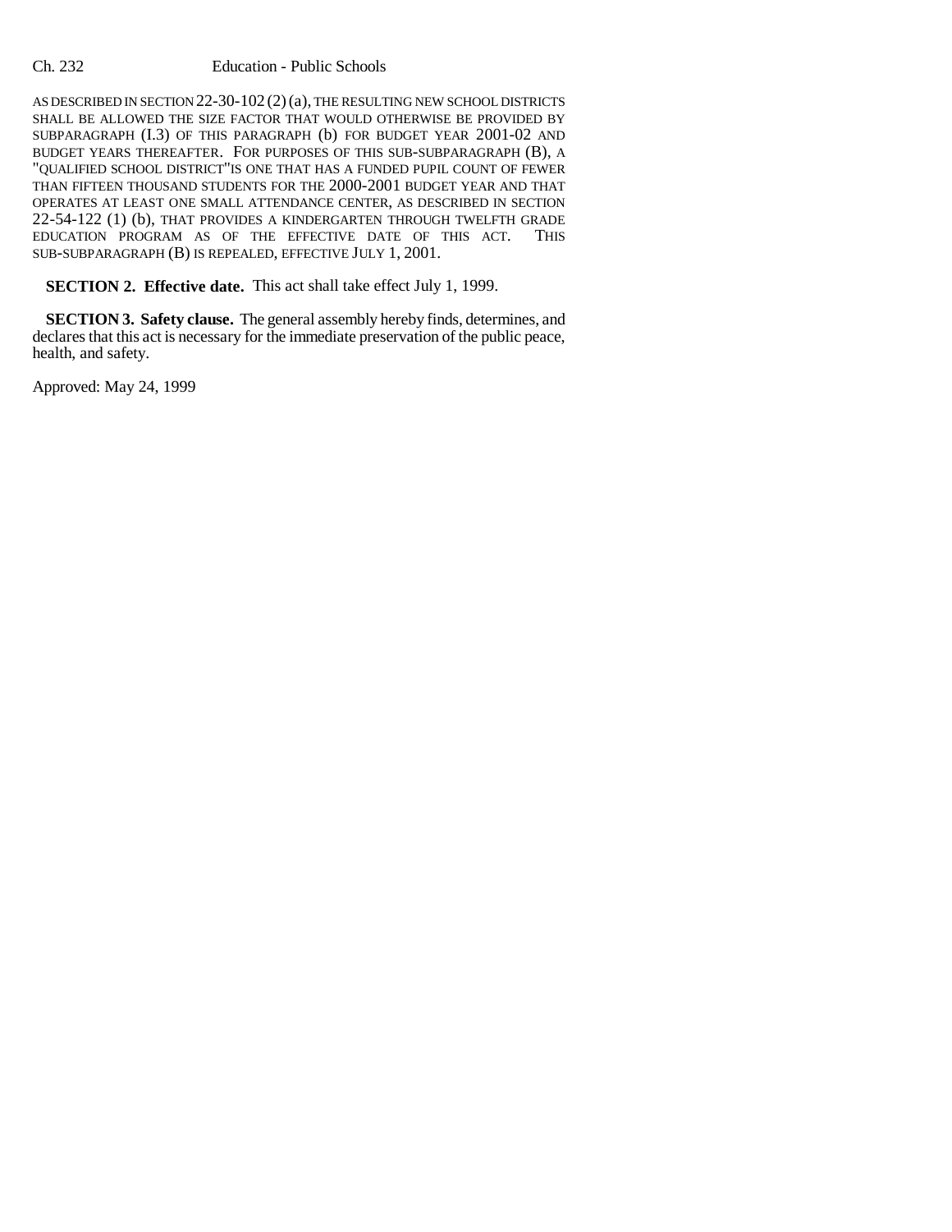AS DESCRIBED IN SECTION 22-30-102 (2) (a), THE RESULTING NEW SCHOOL DISTRICTS SHALL BE ALLOWED THE SIZE FACTOR THAT WOULD OTHERWISE BE PROVIDED BY SUBPARAGRAPH (I.3) OF THIS PARAGRAPH (b) FOR BUDGET YEAR 2001-02 AND BUDGET YEARS THEREAFTER. FOR PURPOSES OF THIS SUB-SUBPARAGRAPH (B), A "QUALIFIED SCHOOL DISTRICT"IS ONE THAT HAS A FUNDED PUPIL COUNT OF FEWER THAN FIFTEEN THOUSAND STUDENTS FOR THE 2000-2001 BUDGET YEAR AND THAT OPERATES AT LEAST ONE SMALL ATTENDANCE CENTER, AS DESCRIBED IN SECTION 22-54-122 (1) (b), THAT PROVIDES A KINDERGARTEN THROUGH TWELFTH GRADE EDUCATION PROGRAM AS OF THE EFFECTIVE DATE OF THIS ACT. THIS SUB-SUBPARAGRAPH (B) IS REPEALED, EFFECTIVE JULY 1, 2001.

**SECTION 2. Effective date.** This act shall take effect July 1, 1999.

**SECTION 3. Safety clause.** The general assembly hereby finds, determines, and declares that this act is necessary for the immediate preservation of the public peace, health, and safety.

Approved: May 24, 1999